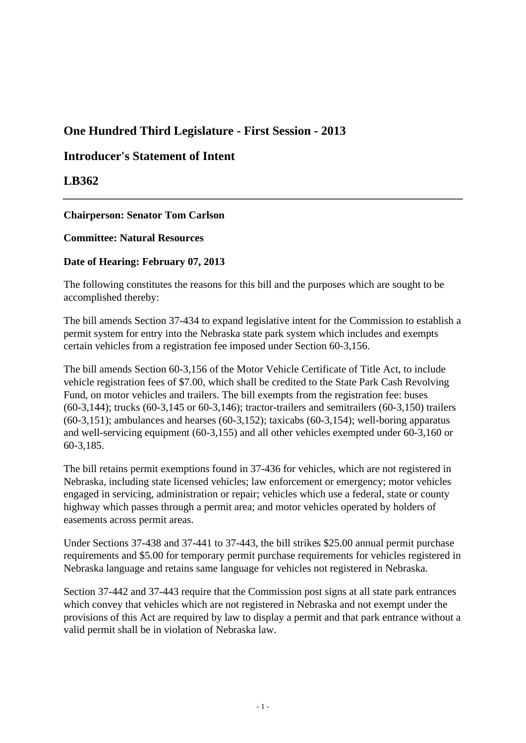## One Hundred Third Legislature - First Session - 2013

## Introducer's Statement of Intent

## LB362

---

**Chairperson: Senator Tom Carlson**

**Committee: Natural Resources**

**Date of Hearing: February 07, 2013**

The following constitutes the reasons for this bill and the purposes which are sought to be accomplished thereby:

The bill amends Section 37-434 to expand legislative intent for the Commission to establish a permit system for entry into the Nebraska state park system which includes and exempts certain vehicles from a registration fee imposed under Section 60-3,156.

The bill amends Section 60-3,156 of the Motor Vehicle Certificate of Title Act, to include vehicle registration fees of $7.00, which shall be credited to the State Park Cash Revolving Fund, on motor vehicles and trailers. The bill exempts from the registration fee: buses (60-3,144); trucks (60-3,145 or 60-3,146); tractor-trailers and semitrailers (60-3,150) trailers (60-3,151); ambulances and hearses (60-3,152); taxicabs (60-3,154); well-boring apparatus and well-servicing equipment (60-3,155) and all other vehicles exempted under 60-3,160 or 60-3,185.

The bill retains permit exemptions found in 37-436 for vehicles, which are not registered in Nebraska, including state licensed vehicles; law enforcement or emergency; motor vehicles engaged in servicing, administration or repair; vehicles which use a federal, state or county highway which passes through a permit area; and motor vehicles operated by holders of easements across permit areas.

Under Sections 37-438 and 37-441 to 37-443, the bill strikes $25.00 annual permit purchase requirements and $5.00 for temporary permit purchase requirements for vehicles registered in Nebraska language and retains same language for vehicles not registered in Nebraska.

Section 37-442 and 37-443 require that the Commission post signs at all state park entrances which convey that vehicles which are not registered in Nebraska and not exempt under the provisions of this Act are required by law to display a permit and that park entrance without a valid permit shall be in violation of Nebraska law.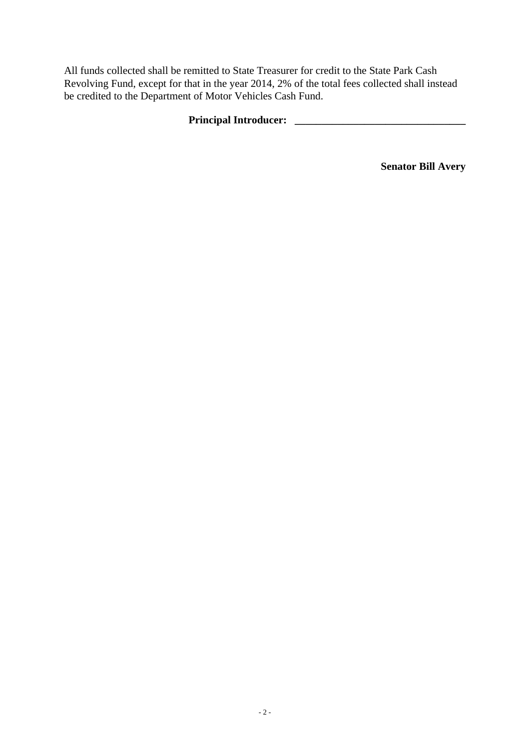All funds collected shall be remitted to State Treasurer for credit to the State Park Cash Revolving Fund, except for that in the year 2014, 2% of the total fees collected shall instead be credited to the Department of Motor Vehicles Cash Fund.

**Principal Introducer: ________________________________**

**Senator Bill Avery**